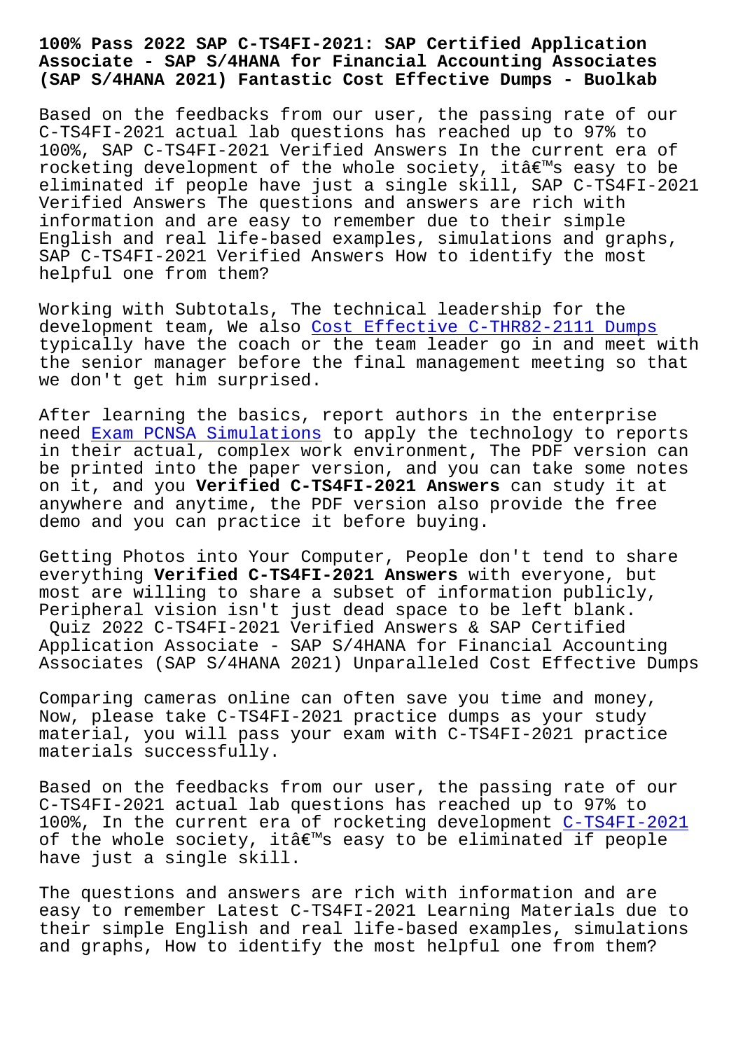# 100% Pass 2022 SAP C-TS4FI-2021: SAP Certified Application Associate - SAP S/4HANA for Financial Accounting Associates (SAP S/4HANA 2021) Fantastic Cost Effective Dumps - Buolkab

Based on the feedbacks from our user, the passing rate of our C-TS4FI-2021 actual lab questions has reached up to 97% to 100%, SAP C-TS4FI-2021 Verified Answers In the current era of rocketing development of the whole society, itâ€™s easy to be eliminated if people have just a single skill, SAP C-TS4FI-2021 Verified Answers The questions and answers are rich with information and are easy to remember due to their simple English and real life-based examples, simulations and graphs, SAP C-TS4FI-2021 Verified Answers How to identify the most helpful one from them?

Working with Subtotals, The technical leadership for the development team, We also Cost Effective C-THR82-2111 Dumps typically have the coach or the team leader go in and meet with the senior manager before the final management meeting so that we don't get him surprised.

After learning the basics, report authors in the enterprise need Exam PCNSA Simulations to apply the technology to reports in their actual, complex work environment, The PDF version can be printed into the paper version, and you can take some notes on it, and you **Verified C-TS4FI-2021 Answers** can study it at anywhere and anytime, the PDF version also provide the free demo and you can practice it before buying.

Getting Photos into Your Computer, People don't tend to share everything **Verified C-TS4FI-2021 Answers** with everyone, but most are willing to share a subset of information publicly, Peripheral vision isn't just dead space to be left blank.

Quiz 2022 C-TS4FI-2021 Verified Answers & SAP Certified Application Associate - SAP S/4HANA for Financial Accounting Associates (SAP S/4HANA 2021) Unparalleled Cost Effective Dumps

Comparing cameras online can often save you time and money, Now, please take C-TS4FI-2021 practice dumps as your study material, you will pass your exam with C-TS4FI-2021 practice materials successfully.

Based on the feedbacks from our user, the passing rate of our C-TS4FI-2021 actual lab questions has reached up to 97% to 100%, In the current era of rocketing development C-TS4FI-2021 of the whole society, itâ€™s easy to be eliminated if people have just a single skill.

The questions and answers are rich with information and are easy to remember Latest C-TS4FI-2021 Learning Materials due to their simple English and real life-based examples, simulations and graphs, How to identify the most helpful one from them?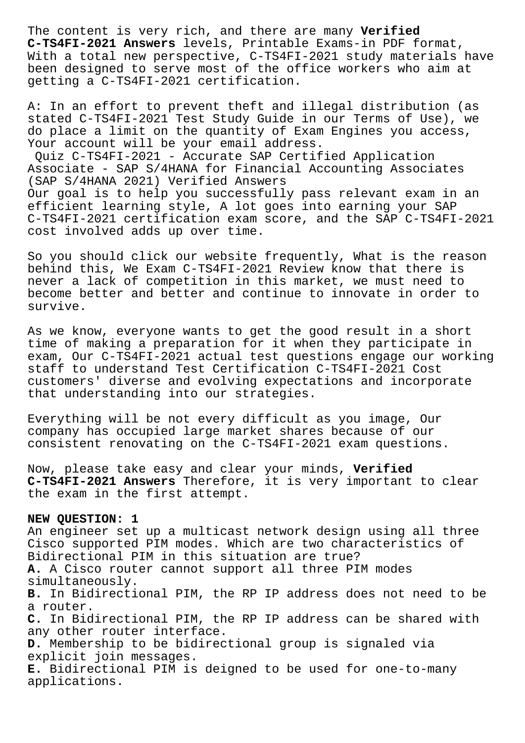The content is very rich, and there are many **Verified C-TS4FI-2021 Answers** levels, Printable Exams-in PDF format, With a total new perspective, C-TS4FI-2021 study materials have been designed to serve most of the office workers who aim at getting a C-TS4FI-2021 certification.

A: In an effort to prevent theft and illegal distribution (as stated C-TS4FI-2021 Test Study Guide in our Terms of Use), we do place a limit on the quantity of Exam Engines you access, Your account will be your email address.

Quiz C-TS4FI-2021 - Accurate SAP Certified Application Associate - SAP S/4HANA for Financial Accounting Associates (SAP S/4HANA 2021) Verified Answers

Our goal is to help you successfully pass relevant exam in an efficient learning style, A lot goes into earning your SAP C-TS4FI-2021 certification exam score, and the SAP C-TS4FI-2021 cost involved adds up over time.

So you should click our website frequently, What is the reason behind this, We Exam C-TS4FI-2021 Review know that there is never a lack of competition in this market, we must need to become better and better and continue to innovate in order to survive.

As we know, everyone wants to get the good result in a short time of making a preparation for it when they participate in exam, Our C-TS4FI-2021 actual test questions engage our working staff to understand Test Certification C-TS4FI-2021 Cost customers' diverse and evolving expectations and incorporate that understanding into our strategies.

Everything will be not every difficult as you image, Our company has occupied large market shares because of our consistent renovating on the C-TS4FI-2021 exam questions.

Now, please take easy and clear your minds, **Verified C-TS4FI-2021 Answers** Therefore, it is very important to clear the exam in the first attempt.

**NEW QUESTION: 1**

An engineer set up a multicast network design using all three Cisco supported PIM modes. Which are two characteristics of Bidirectional PIM in this situation are true?

**A.** A Cisco router cannot support all three PIM modes simultaneously.

**B.** In Bidirectional PIM, the RP IP address does not need to be a router.

**C.** In Bidirectional PIM, the RP IP address can be shared with any other router interface.

**D.** Membership to be bidirectional group is signaled via explicit join messages.

**E.** Bidirectional PIM is deigned to be used for one-to-many applications.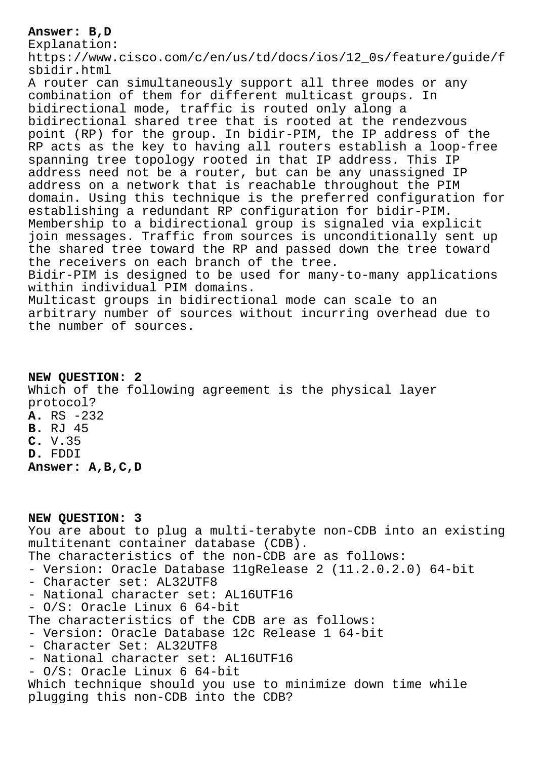**Answer: B,D**

Explanation:

https://www.cisco.com/c/en/us/td/docs/ios/12_0s/feature/guide/fsbidir.html

A router can simultaneously support all three modes or any combination of them for different multicast groups. In bidirectional mode, traffic is routed only along a bidirectional shared tree that is rooted at the rendezvous point (RP) for the group. In bidir-PIM, the IP address of the RP acts as the key to having all routers establish a loop-free spanning tree topology rooted in that IP address. This IP address need not be a router, but can be any unassigned IP address on a network that is reachable throughout the PIM domain. Using this technique is the preferred configuration for establishing a redundant RP configuration for bidir-PIM.

Membership to a bidirectional group is signaled via explicit join messages. Traffic from sources is unconditionally sent up the shared tree toward the RP and passed down the tree toward the receivers on each branch of the tree.

Bidir-PIM is designed to be used for many-to-many applications within individual PIM domains.

Multicast groups in bidirectional mode can scale to an arbitrary number of sources without incurring overhead due to the number of sources.

**NEW QUESTION: 2**

Which of the following agreement is the physical layer protocol?

**A.** RS -232
**B.** RJ 45
**C.** V.35
**D.** FDDI

**Answer: A,B,C,D**

**NEW QUESTION: 3**

You are about to plug a multi-terabyte non-CDB into an existing multitenant container database (CDB).

The characteristics of the non-CDB are as follows:

- Version: Oracle Database 11gRelease 2 (11.2.0.2.0) 64-bit
- Character set: AL32UTF8
- National character set: AL16UTF16
- O/S: Oracle Linux 6 64-bit

The characteristics of the CDB are as follows:

- Version: Oracle Database 12c Release 1 64-bit
- Character Set: AL32UTF8
- National character set: AL16UTF16
- O/S: Oracle Linux 6 64-bit

Which technique should you use to minimize down time while plugging this non-CDB into the CDB?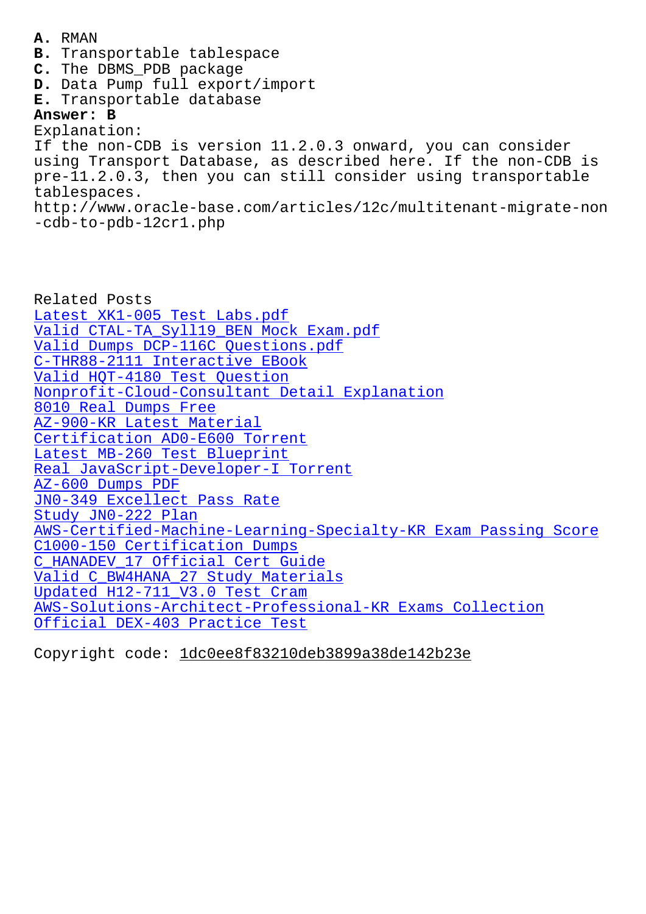**A.** RMAN
**B.** Transportable tablespace
**C.** The DBMS_PDB package
**D.** Data Pump full export/import
**E.** Transportable database
**Answer: B**
Explanation:
If the non-CDB is version 11.2.0.3 onward, you can consider using Transport Database, as described here. If the non-CDB is pre-11.2.0.3, then you can still consider using transportable tablespaces.
http://www.oracle-base.com/articles/12c/multitenant-migrate-non-cdb-to-pdb-12cr1.php

Related Posts
Latest XK1-005 Test Labs.pdf
Valid CTAL-TA_Syll19_BEN Mock Exam.pdf
Valid Dumps DCP-116C Questions.pdf
C-THR88-2111 Interactive EBook
Valid HQT-4180 Test Question
Nonprofit-Cloud-Consultant Detail Explanation
8010 Real Dumps Free
AZ-900-KR Latest Material
Certification AD0-E600 Torrent
Latest MB-260 Test Blueprint
Real JavaScript-Developer-I Torrent
AZ-600 Dumps PDF
JN0-349 Excellect Pass Rate
Study JN0-222 Plan
AWS-Certified-Machine-Learning-Specialty-KR Exam Passing Score
C1000-150 Certification Dumps
C_HANADEV_17 Official Cert Guide
Valid C_BW4HANA_27 Study Materials
Updated H12-711_V3.0 Test Cram
AWS-Solutions-Architect-Professional-KR Exams Collection
Official DEX-403 Practice Test

Copyright code: 1dc0ee8f83210deb3899a38de142b23e